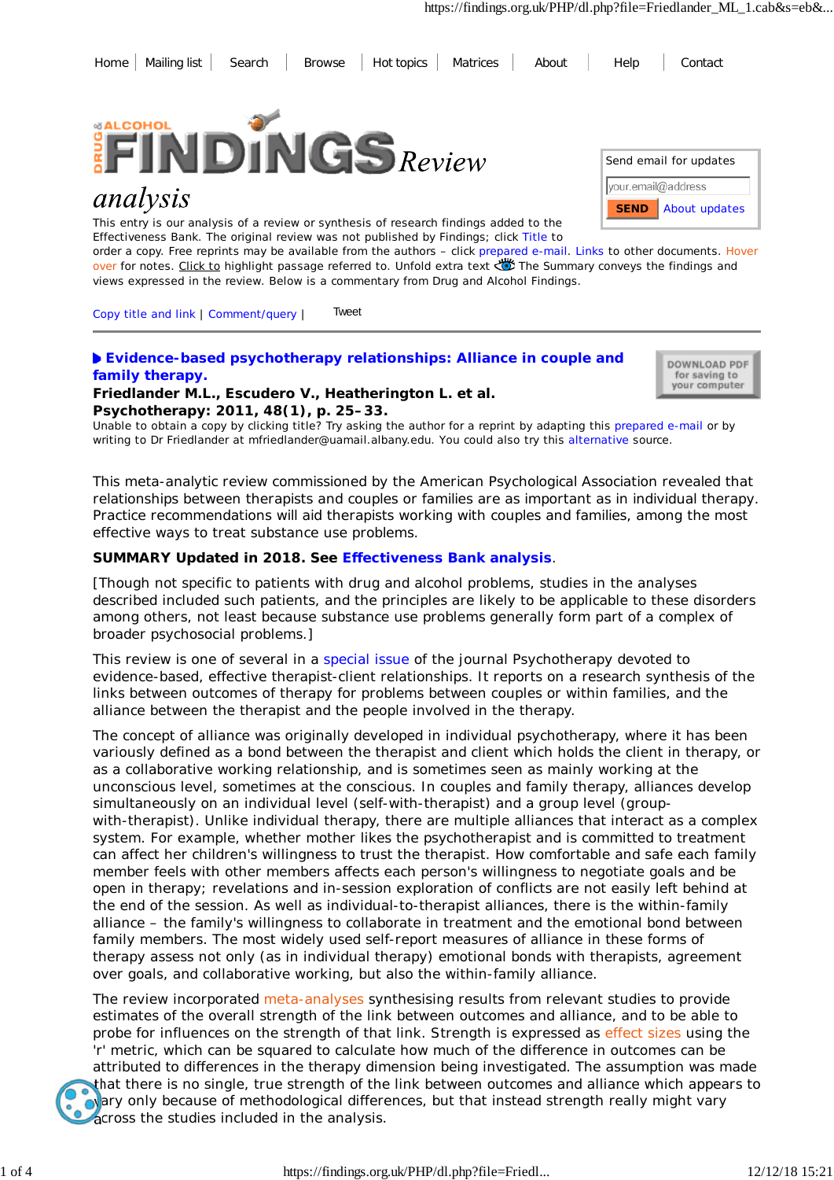Home | Mailing list | Search | Browse | Hot topics | Matrices | About | Help | Contact

# DRUG & ALCOHOL FINDINGS Review analysis

This entry is our analysis of a review or synthesis of research findings added to the Effectiveness Bank. The original review was not published by Findings; click Title to order a copy. Free reprints may be available from the authors – click prepared e-mail. Links to other documents. Hover over for notes. Click to highlight passage referred to. Unfold extra text The Summary conveys the findings and views expressed in the review. Below is a commentary from Drug and Alcohol Findings.

Send email for updates

SEND About updates

Copy title and link | Comment/query | Tweet

## Evidence-based psychotherapy relationships: Alliance in couple and family therapy.

**Friedlander M.L., Escudero V., Heatherington L. et al.**
**Psychotherapy: 2011, 48(1), p. 25–33.**

Unable to obtain a copy by clicking title? Try asking the author for a reprint by adapting this prepared e-mail or by writing to Dr Friedlander at mfriedlander@uamail.albany.edu. You could also try this alternative source.

DOWNLOAD PDF for saving to your computer

This meta-analytic review commissioned by the American Psychological Association revealed that relationships between therapists and couples or families are as important as in individual therapy. Practice recommendations will aid therapists working with couples and families, among the most effective ways to treat substance use problems.

**SUMMARY Updated in 2018. See Effectiveness Bank analysis.**

[Though not specific to patients with drug and alcohol problems, studies in the analyses described included such patients, and the principles are likely to be applicable to these disorders among others, not least because substance use problems generally form part of a complex of broader psychosocial problems.]

This review is one of several in a special issue of the journal Psychotherapy devoted to evidence-based, effective therapist-client relationships. It reports on a research synthesis of the links between outcomes of therapy for problems between couples or within families, and the alliance between the therapist and the people involved in the therapy.

The concept of alliance was originally developed in individual psychotherapy, where it has been variously defined as a bond between the therapist and client which holds the client in therapy, or as a collaborative working relationship, and is sometimes seen as mainly working at the unconscious level, sometimes at the conscious. In couples and family therapy, alliances develop simultaneously on an individual level (self-with-therapist) and a group level (group-with-therapist). Unlike individual therapy, there are multiple alliances that interact as a complex system. For example, whether mother likes the psychotherapist and is committed to treatment can affect her children's willingness to trust the therapist. How comfortable and safe each family member feels with other members affects each person's willingness to negotiate goals and be open in therapy; revelations and in-session exploration of conflicts are not easily left behind at the end of the session. As well as individual-to-therapist alliances, there is the within-family alliance – the family's willingness to collaborate in treatment and the emotional bond between family members. The most widely used self-report measures of alliance in these forms of therapy assess not only (as in individual therapy) emotional bonds with therapists, agreement over goals, and collaborative working, but also the within-family alliance.

The review incorporated meta-analyses synthesising results from relevant studies to provide estimates of the overall strength of the link between outcomes and alliance, and to be able to probe for influences on the strength of that link. Strength is expressed as effect sizes using the 'r' metric, which can be squared to calculate how much of the difference in outcomes can be attributed to differences in the therapy dimension being investigated. The assumption was made that there is no single, true strength of the link between outcomes and alliance which appears to vary only because of methodological differences, but that instead strength really might vary across the studies included in the analysis.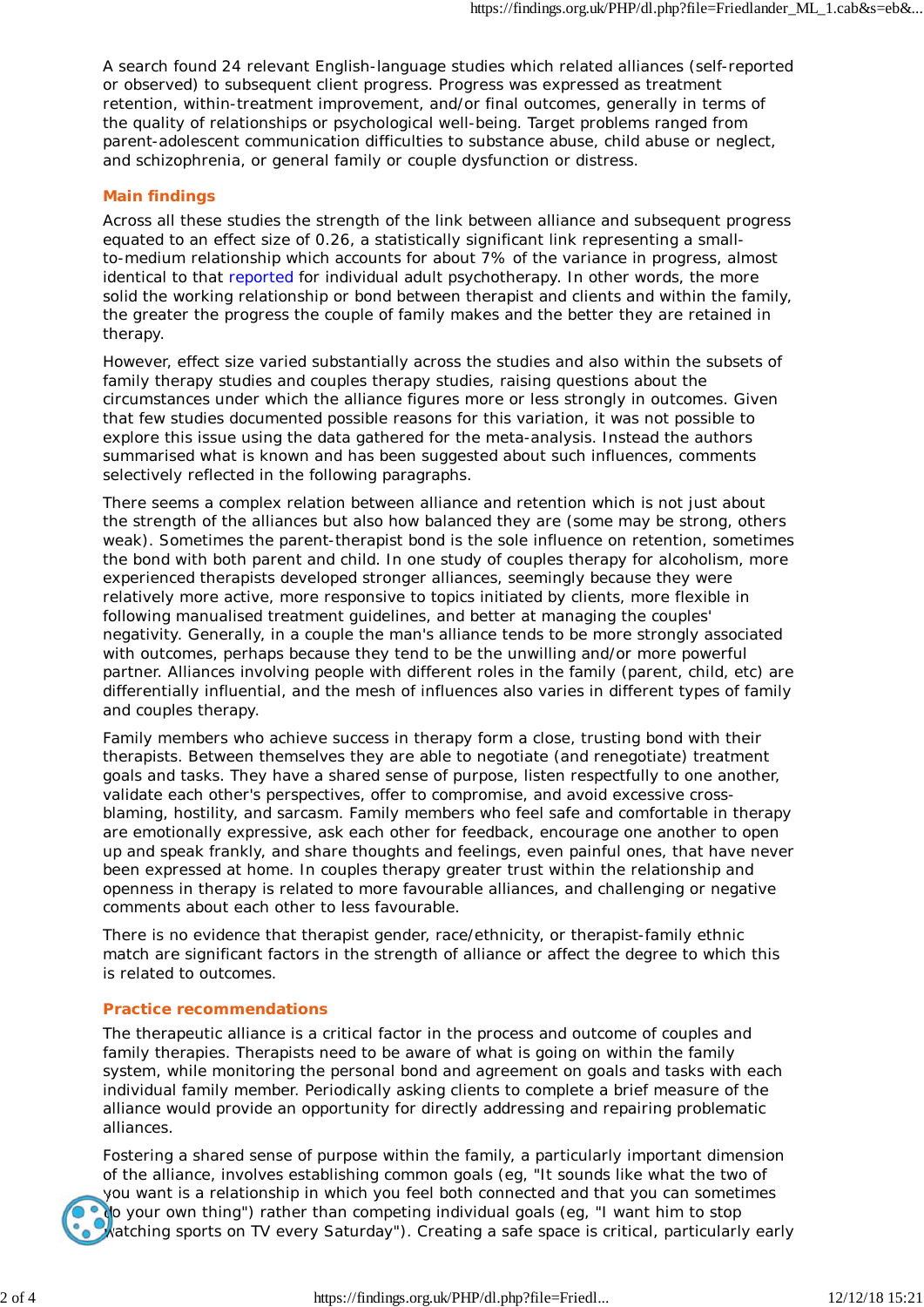A search found 24 relevant English-language studies which related alliances (self-reported or observed) to subsequent client progress. Progress was expressed as treatment retention, within-treatment improvement, and/or final outcomes, generally in terms of the quality of relationships or psychological well-being. Target problems ranged from parent-adolescent communication difficulties to substance abuse, child abuse or neglect, and schizophrenia, or general family or couple dysfunction or distress.

## Main findings

Across all these studies the strength of the link between alliance and subsequent progress equated to an effect size of 0.26, a statistically significant link representing a small-to-medium relationship which accounts for about 7% of the variance in progress, almost identical to that reported for individual adult psychotherapy. In other words, the more solid the working relationship or bond between therapist and clients and within the family, the greater the progress the couple of family makes and the better they are retained in therapy.

However, effect size varied substantially across the studies and also within the subsets of family therapy studies and couples therapy studies, raising questions about the circumstances under which the alliance figures more or less strongly in outcomes. Given that few studies documented possible reasons for this variation, it was not possible to explore this issue using the data gathered for the meta-analysis. Instead the authors summarised what is known and has been suggested about such influences, comments selectively reflected in the following paragraphs.

There seems a complex relation between alliance and retention which is not just about the strength of the alliances but also how balanced they are (some may be strong, others weak). Sometimes the parent-therapist bond is the sole influence on retention, sometimes the bond with both parent and child. In one study of couples therapy for alcoholism, more experienced therapists developed stronger alliances, seemingly because they were relatively more active, more responsive to topics initiated by clients, more flexible in following manualised treatment guidelines, and better at managing the couples' negativity. Generally, in a couple the man's alliance tends to be more strongly associated with outcomes, perhaps because they tend to be the unwilling and/or more powerful partner. Alliances involving people with different roles in the family (parent, child, etc) are differentially influential, and the mesh of influences also varies in different types of family and couples therapy.

Family members who achieve success in therapy form a close, trusting bond with their therapists. Between themselves they are able to negotiate (and renegotiate) treatment goals and tasks. They have a shared sense of purpose, listen respectfully to one another, validate each other's perspectives, offer to compromise, and avoid excessive cross-blaming, hostility, and sarcasm. Family members who feel safe and comfortable in therapy are emotionally expressive, ask each other for feedback, encourage one another to open up and speak frankly, and share thoughts and feelings, even painful ones, that have never been expressed at home. In couples therapy greater trust within the relationship and openness in therapy is related to more favourable alliances, and challenging or negative comments about each other to less favourable.

There is no evidence that therapist gender, race/ethnicity, or therapist-family ethnic match are significant factors in the strength of alliance or affect the degree to which this is related to outcomes.

## Practice recommendations

The therapeutic alliance is a critical factor in the process and outcome of couples and family therapies. Therapists need to be aware of what is going on within the family system, while monitoring the personal bond and agreement on goals and tasks with each individual family member. Periodically asking clients to complete a brief measure of the alliance would provide an opportunity for directly addressing and repairing problematic alliances.

Fostering a shared sense of purpose within the family, a particularly important dimension of the alliance, involves establishing common goals (eg, "It sounds like what the two of you want is a relationship in which you feel both connected and that you can sometimes do your own thing") rather than competing individual goals (eg, "I want him to stop watching sports on TV every Saturday"). Creating a safe space is critical, particularly early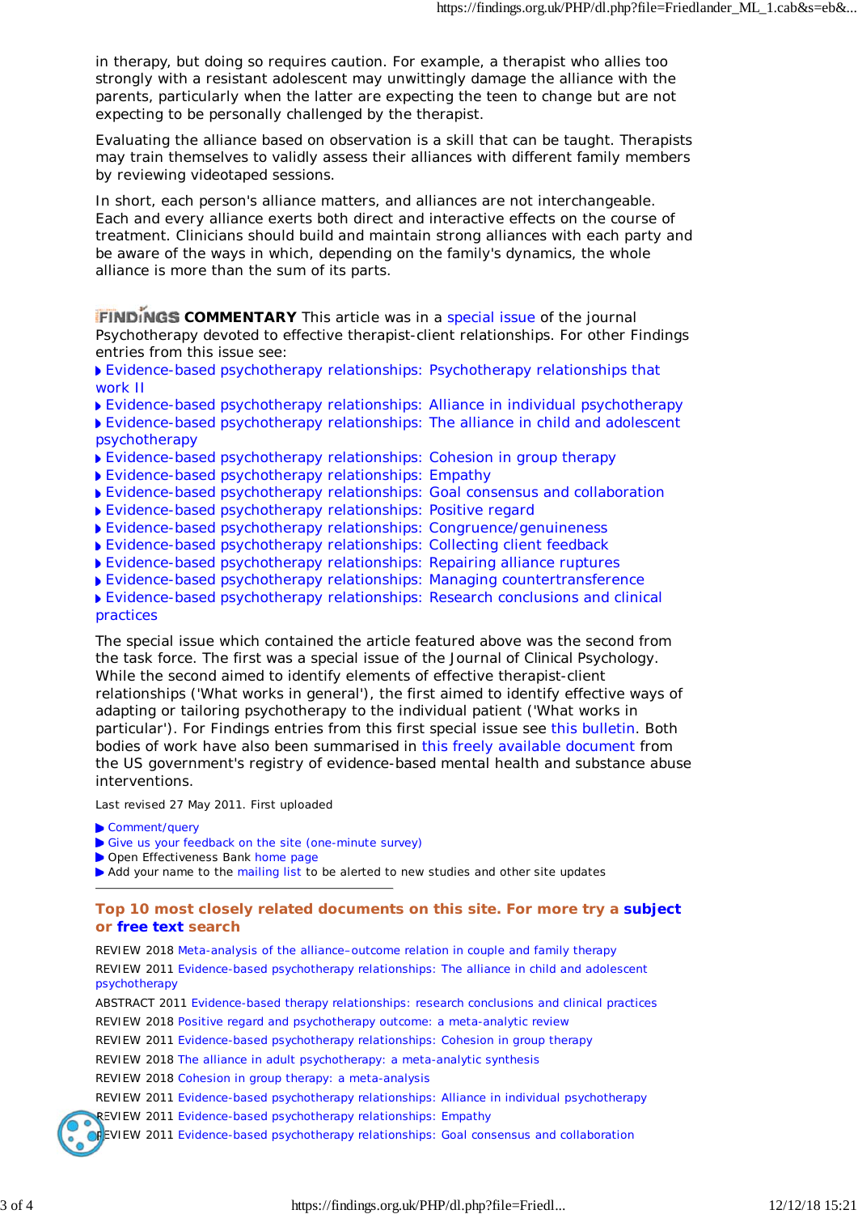in therapy, but doing so requires caution. For example, a therapist who allies too strongly with a resistant adolescent may unwittingly damage the alliance with the parents, particularly when the latter are expecting the teen to change but are not expecting to be personally challenged by the therapist.

Evaluating the alliance based on observation is a skill that can be taught. Therapists may train themselves to validly assess their alliances with different family members by reviewing videotaped sessions.

In short, each person's alliance matters, and alliances are not interchangeable. Each and every alliance exerts both direct and interactive effects on the course of treatment. Clinicians should build and maintain strong alliances with each party and be aware of the ways in which, depending on the family's dynamics, the whole alliance is more than the sum of its parts.

**FINDINGS COMMENTARY** This article was in a special issue of the journal Psychotherapy devoted to effective therapist-client relationships. For other Findings entries from this issue see:

- Evidence-based psychotherapy relationships: Psychotherapy relationships that work II
- Evidence-based psychotherapy relationships: Alliance in individual psychotherapy
- Evidence-based psychotherapy relationships: The alliance in child and adolescent psychotherapy
- Evidence-based psychotherapy relationships: Cohesion in group therapy
- Evidence-based psychotherapy relationships: Empathy
- Evidence-based psychotherapy relationships: Goal consensus and collaboration
- Evidence-based psychotherapy relationships: Positive regard
- Evidence-based psychotherapy relationships: Congruence/genuineness
- Evidence-based psychotherapy relationships: Collecting client feedback
- Evidence-based psychotherapy relationships: Repairing alliance ruptures
- Evidence-based psychotherapy relationships: Managing countertransference
- Evidence-based psychotherapy relationships: Research conclusions and clinical practices

The special issue which contained the article featured above was the second from the task force. The first was a special issue of the Journal of Clinical Psychology. While the second aimed to identify elements of effective therapist-client relationships ('What works in general'), the first aimed to identify effective ways of adapting or tailoring psychotherapy to the individual patient ('What works in particular'). For Findings entries from this first special issue see this bulletin. Both bodies of work have also been summarised in this freely available document from the US government's registry of evidence-based mental health and substance abuse interventions.

Last revised 27 May 2011. First uploaded

- Comment/query
- Give us your feedback on the site (one-minute survey)
- Open Effectiveness Bank home page
- Add your name to the mailing list to be alerted to new studies and other site updates

---

## Top 10 most closely related documents on this site. For more try a subject or free text search

REVIEW 2018 Meta-analysis of the alliance–outcome relation in couple and family therapy

REVIEW 2011 Evidence-based psychotherapy relationships: The alliance in child and adolescent psychotherapy

ABSTRACT 2011 Evidence-based therapy relationships: research conclusions and clinical practices

REVIEW 2018 Positive regard and psychotherapy outcome: a meta-analytic review

REVIEW 2011 Evidence-based psychotherapy relationships: Cohesion in group therapy

REVIEW 2018 The alliance in adult psychotherapy: a meta-analytic synthesis

REVIEW 2018 Cohesion in group therapy: a meta-analysis

REVIEW 2011 Evidence-based psychotherapy relationships: Alliance in individual psychotherapy

REVIEW 2011 Evidence-based psychotherapy relationships: Empathy

REVIEW 2011 Evidence-based psychotherapy relationships: Goal consensus and collaboration